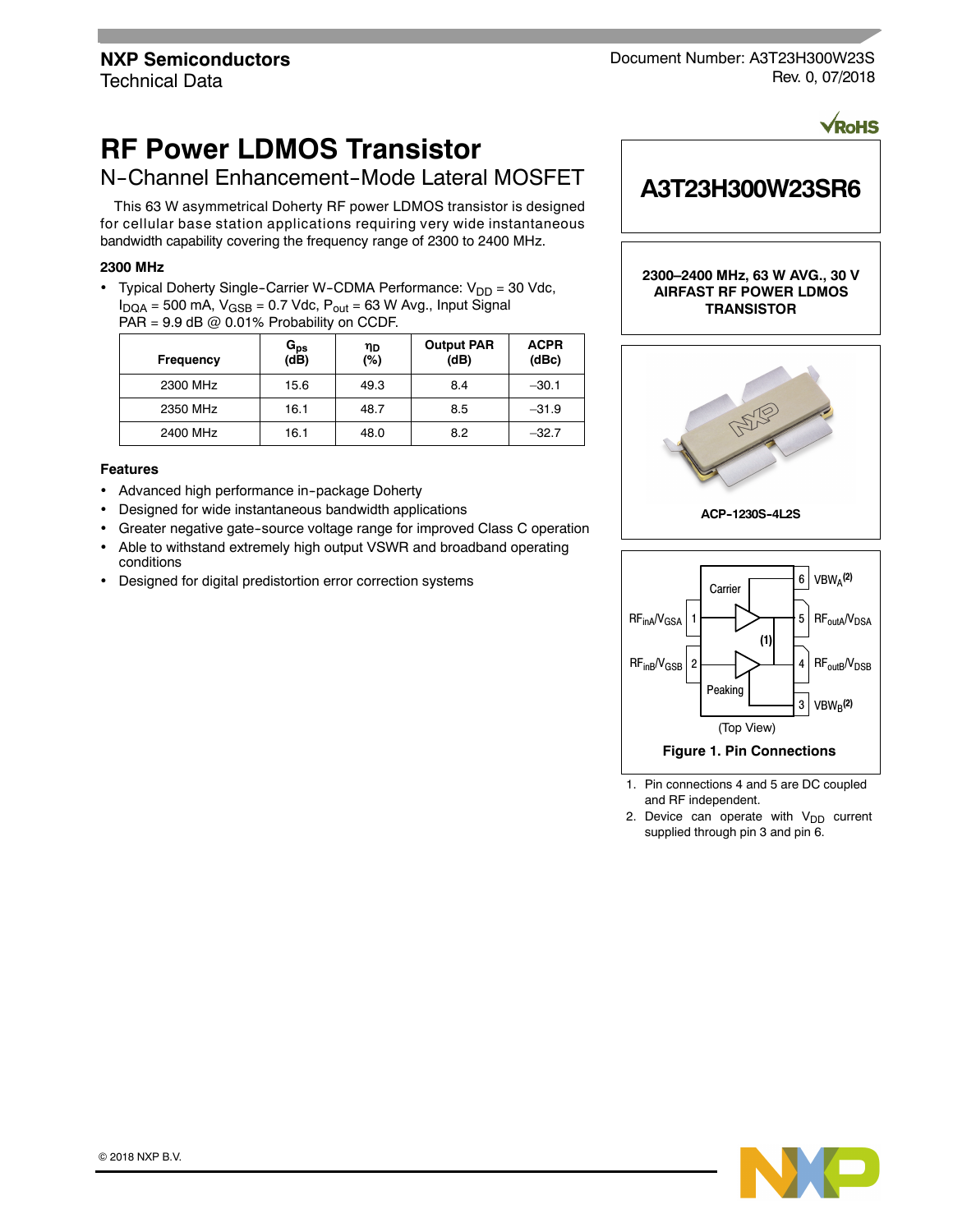NXP Semiconductors
Technical Data

Document Number: A3T23H300W23S
Rev. 0, 07/2018

# RF Power LDMOS Transistor

## N-Channel Enhancement-Mode Lateral MOSFET

This 63 W asymmetrical Doherty RF power LDMOS transistor is designed for cellular base station applications requiring very wide instantaneous bandwidth capability covering the frequency range of 2300 to 2400 MHz.

**2300 MHz**

- Typical Doherty Single-Carrier W-CDMA Performance: $V_{DD}$ = 30 Vdc, $I_{DQA}$ = 500 mA, $V_{GSB}$ = 0.7 Vdc, $P_{out}$ = 63 W Avg., Input Signal PAR = 9.9 dB @ 0.01% Probability on CCDF.

| Frequency | $G_{ps}$ (dB) | $\eta_D$ (%) | Output PAR (dB) | ACPR (dBc) |
|---|---|---|---|---|
| 2300 MHz | 15.6 | 49.3 | 8.4 | –30.1 |
| 2350 MHz | 16.1 | 48.7 | 8.5 | –31.9 |
| 2400 MHz | 16.1 | 48.0 | 8.2 | –32.7 |

**Features**

- Advanced high performance in-package Doherty
- Designed for wide instantaneous bandwidth applications
- Greater negative gate-source voltage range for improved Class C operation
- Able to withstand extremely high output VSWR and broadband operating conditions
- Designed for digital predistortion error correction systems

**A3T23H300W23SR6**

**2300–2400 MHz, 63 W AVG., 30 V AIRFAST RF POWER LDMOS TRANSISTOR**

**ACP-1230S-4L2S**

Carrier
Peaking
$RF_{inA}/V_{GSA}$ 1
$RF_{inB}/V_{GSB}$ 2
6 $VBW_A$(2)
5 $RF_{outA}/V_{DSA}$
(1)
4 $RF_{outB}/V_{DSB}$
3 $VBW_B$(2)
(Top View)

**Figure 1. Pin Connections**

1. Pin connections 4 and 5 are DC coupled and RF independent.
2. Device can operate with $V_{DD}$ current supplied through pin 3 and pin 6.

© 2018 NXP B.V.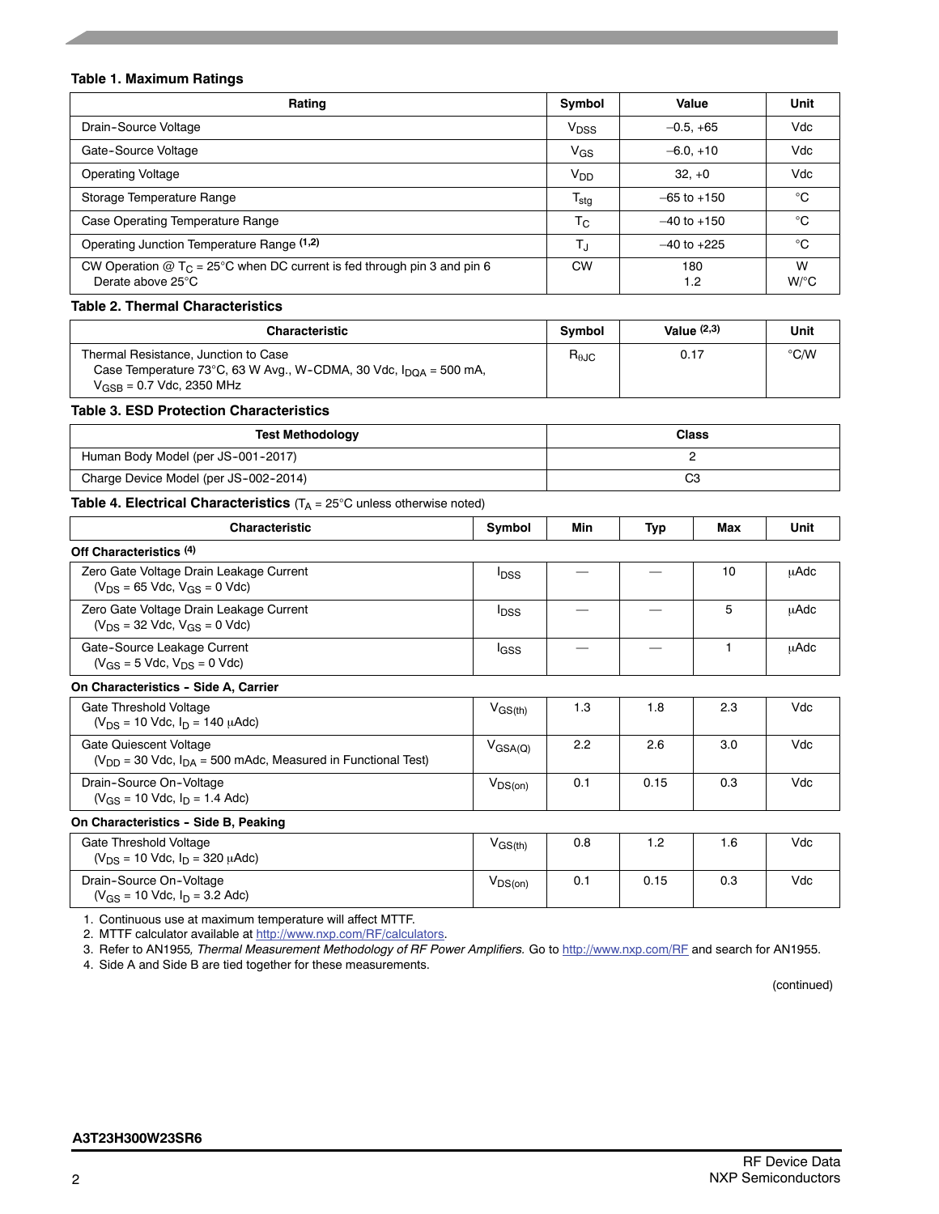**Table 1. Maximum Ratings**

| Rating | Symbol | Value | Unit |
|---|---|---|---|
| Drain-Source Voltage | $V_{DSS}$ | –0.5, +65 | Vdc |
| Gate-Source Voltage | $V_{GS}$ | –6.0, +10 | Vdc |
| Operating Voltage | $V_{DD}$ | 32, +0 | Vdc |
| Storage Temperature Range | $T_{stg}$ | –65 to +150 | °C |
| Case Operating Temperature Range | $T_C$ | –40 to +150 | °C |
| Operating Junction Temperature Range [1,2] | $T_J$ | –40 to +225 | °C |
| CW Operation @ $T_C$ = 25°C when DC current is fed through pin 3 and pin 6<br>Derate above 25°C | CW | 180<br>1.2 | W<br>W/°C |

**Table 2. Thermal Characteristics**

| Characteristic | Symbol | Value [2,3] | Unit |
|---|---|---|---|
| Thermal Resistance, Junction to Case<br>Case Temperature 73°C, 63 W Avg., W-CDMA, 30 Vdc, $I_{DQA}$ = 500 mA, $V_{GSB}$ = 0.7 Vdc, 2350 MHz | $R_{\theta JC}$ | 0.17 | °C/W |

**Table 3. ESD Protection Characteristics**

| Test Methodology | Class |
|---|---|
| Human Body Model (per JS-001-2017) | 2 |
| Charge Device Model (per JS-002-2014) | C3 |

**Table 4. Electrical Characteristics** ($T_A$ = 25°C unless otherwise noted)

| Characteristic | Symbol | Min | Typ | Max | Unit |
|---|---|---|---|---|---|
| **Off Characteristics [4]** | | | | | |
| Zero Gate Voltage Drain Leakage Current ($V_{DS}$ = 65 Vdc, $V_{GS}$ = 0 Vdc) | $I_{DSS}$ | — | — | 10 | μAdc |
| Zero Gate Voltage Drain Leakage Current ($V_{DS}$ = 32 Vdc, $V_{GS}$ = 0 Vdc) | $I_{DSS}$ | — | — | 5 | μAdc |
| Gate-Source Leakage Current ($V_{GS}$ = 5 Vdc, $V_{DS}$ = 0 Vdc) | $I_{GSS}$ | — | — | 1 | μAdc |
| **On Characteristics - Side A, Carrier** | | | | | |
| Gate Threshold Voltage ($V_{DS}$ = 10 Vdc, $I_D$ = 140 μAdc) | $V_{GS(th)}$ | 1.3 | 1.8 | 2.3 | Vdc |
| Gate Quiescent Voltage ($V_{DD}$ = 30 Vdc, $I_{DA}$ = 500 mAdc, Measured in Functional Test) | $V_{GSA(Q)}$ | 2.2 | 2.6 | 3.0 | Vdc |
| Drain-Source On-Voltage ($V_{GS}$ = 10 Vdc, $I_D$ = 1.4 Adc) | $V_{DS(on)}$ | 0.1 | 0.15 | 0.3 | Vdc |
| **On Characteristics - Side B, Peaking** | | | | | |
| Gate Threshold Voltage ($V_{DS}$ = 10 Vdc, $I_D$ = 320 μAdc) | $V_{GS(th)}$ | 0.8 | 1.2 | 1.6 | Vdc |
| Drain-Source On-Voltage ($V_{GS}$ = 10 Vdc, $I_D$ = 3.2 Adc) | $V_{DS(on)}$ | 0.1 | 0.15 | 0.3 | Vdc |

1. Continuous use at maximum temperature will affect MTTF.
2. MTTF calculator available at http://www.nxp.com/RF/calculators.
3. Refer to AN1955, *Thermal Measurement Methodology of RF Power Amplifiers.* Go to http://www.nxp.com/RF and search for AN1955.
4. Side A and Side B are tied together for these measurements.

(continued)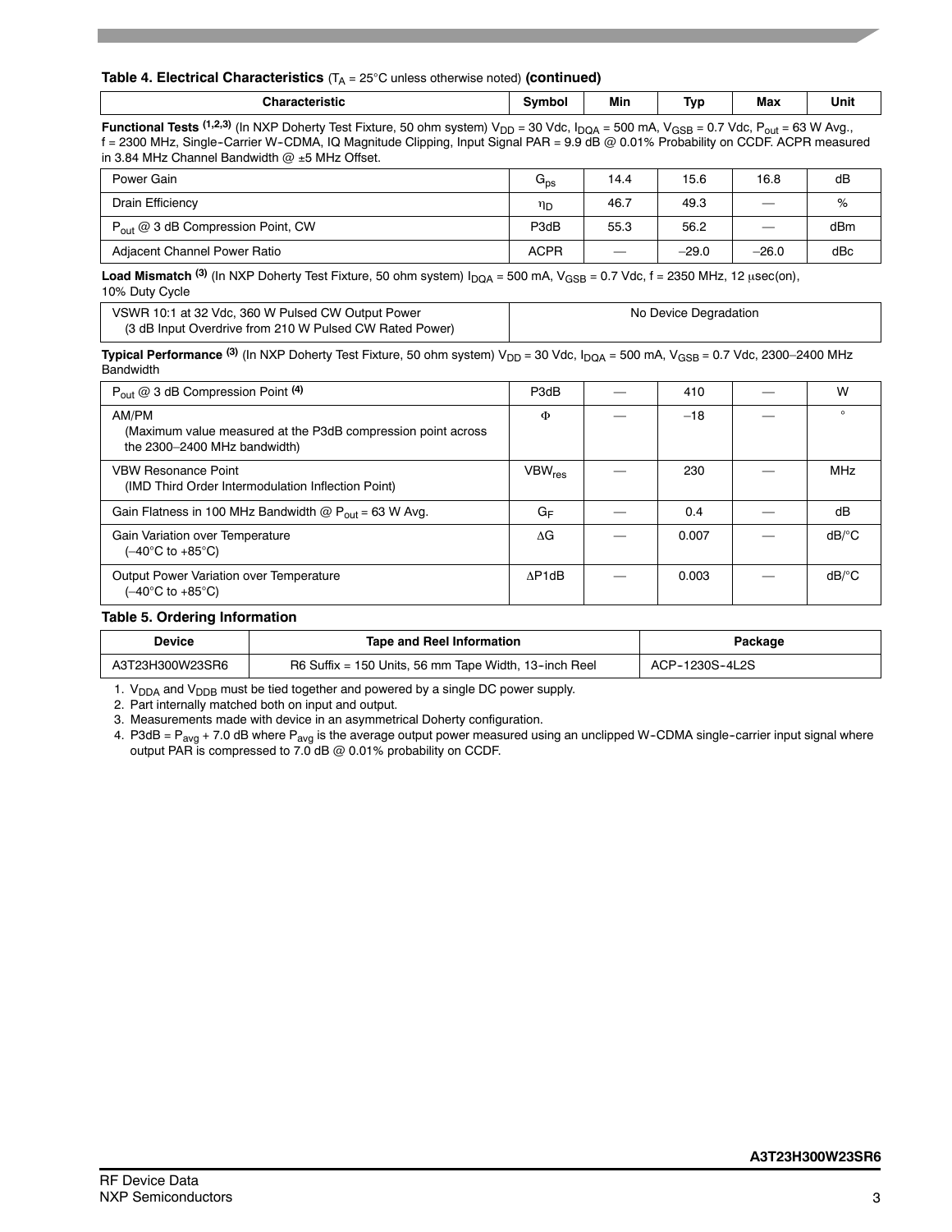**Table 4. Electrical Characteristics** ($T_A$ = 25°C unless otherwise noted) **(continued)**

| Characteristic | Symbol | Min | Typ | Max | Unit |
|---|---|---|---|---|---|
| **Functional Tests** [1,2,3] (In NXP Doherty Test Fixture, 50 ohm system) $V_{DD}$ = 30 Vdc, $I_{DQA}$ = 500 mA, $V_{GSB}$ = 0.7 Vdc, $P_{out}$ = 63 W Avg., f = 2300 MHz, Single-Carrier W-CDMA, IQ Magnitude Clipping, Input Signal PAR = 9.9 dB @ 0.01% Probability on CCDF. ACPR measured in 3.84 MHz Channel Bandwidth @ ±5 MHz Offset. | | | | | |
| Power Gain | $G_{ps}$ | 14.4 | 15.6 | 16.8 | dB |
| Drain Efficiency | $\eta_D$ | 46.7 | 49.3 | — | % |
| $P_{out}$ @ 3 dB Compression Point, CW | P3dB | 55.3 | 56.2 | — | dBm |
| Adjacent Channel Power Ratio | ACPR | — | –29.0 | –26.0 | dBc |
| **Load Mismatch** [3] (In NXP Doherty Test Fixture, 50 ohm system) $I_{DQA}$ = 500 mA, $V_{GSB}$ = 0.7 Vdc, f = 2350 MHz, 12 μsec(on), 10% Duty Cycle | | | | | |
| VSWR 10:1 at 32 Vdc, 360 W Pulsed CW Output Power (3 dB Input Overdrive from 210 W Pulsed CW Rated Power) | No Device Degradation | | | | |
| **Typical Performance** [3] (In NXP Doherty Test Fixture, 50 ohm system) $V_{DD}$ = 30 Vdc, $I_{DQA}$ = 500 mA, $V_{GSB}$ = 0.7 Vdc, 2300–2400 MHz Bandwidth | | | | | |
| $P_{out}$ @ 3 dB Compression Point [4] | P3dB | — | 410 | — | W |
| AM/PM (Maximum value measured at the P3dB compression point across the 2300–2400 MHz bandwidth) | Φ | — | –18 | — | ° |
| VBW Resonance Point (IMD Third Order Intermodulation Inflection Point) | $VBW_{res}$ | — | 230 | — | MHz |
| Gain Flatness in 100 MHz Bandwidth @ $P_{out}$ = 63 W Avg. | $G_F$ | — | 0.4 | — | dB |
| Gain Variation over Temperature (–40°C to +85°C) | ΔG | — | 0.007 | — | dB/°C |
| Output Power Variation over Temperature (–40°C to +85°C) | ΔP1dB | — | 0.003 | — | dB/°C |

**Table 5. Ordering Information**

| Device | Tape and Reel Information | Package |
|---|---|---|
| A3T23H300W23SR6 | R6 Suffix = 150 Units, 56 mm Tape Width, 13-inch Reel | ACP-1230S-4L2S |

1. $V_{DDA}$ and $V_{DDB}$ must be tied together and powered by a single DC power supply.
2. Part internally matched both on input and output.
3. Measurements made with device in an asymmetrical Doherty configuration.
4. P3dB = $P_{avg}$ + 7.0 dB where $P_{avg}$ is the average output power measured using an unclipped W-CDMA single-carrier input signal where output PAR is compressed to 7.0 dB @ 0.01% probability on CCDF.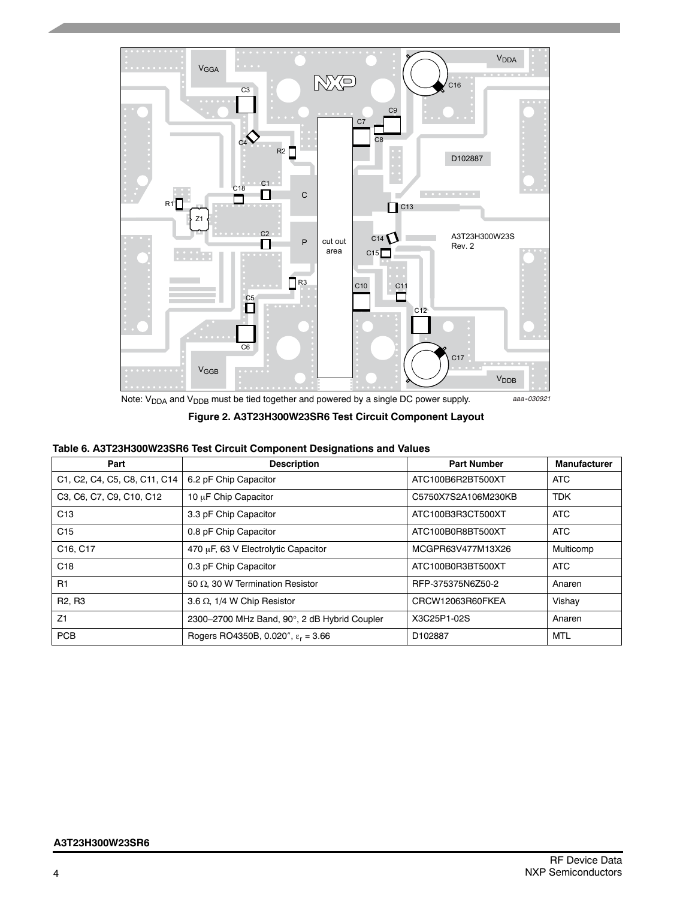VGGA

C3

C4

R2

C18

C1

R1

Z1

C2

R3

C5

C6

VGGB

C

P

cut out area

C7

C8

C9

C16

VDDA

D102887

C13

C14

C15

A3T23H300W23S Rev. 2

C10

C11

C12

C17

VDDB

Note: $V_{DDA}$ and $V_{DDB}$ must be tied together and powered by a single DC power supply.

aaa-030921

**Figure 2. A3T23H300W23SR6 Test Circuit Component Layout**

**Table 6. A3T23H300W23SR6 Test Circuit Component Designations and Values**

| Part | Description | Part Number | Manufacturer |
|---|---|---|---|
| C1, C2, C4, C5, C8, C11, C14 | 6.2 pF Chip Capacitor | ATC100B6R2BT500XT | ATC |
| C3, C6, C7, C9, C10, C12 | 10 μF Chip Capacitor | C5750X7S2A106M230KB | TDK |
| C13 | 3.3 pF Chip Capacitor | ATC100B3R3CT500XT | ATC |
| C15 | 0.8 pF Chip Capacitor | ATC100B0R8BT500XT | ATC |
| C16, C17 | 470 μF, 63 V Electrolytic Capacitor | MCGPR63V477M13X26 | Multicomp |
| C18 | 0.3 pF Chip Capacitor | ATC100B0R3BT500XT | ATC |
| R1 | 50 Ω, 30 W Termination Resistor | RFP-375375N6Z50-2 | Anaren |
| R2, R3 | 3.6 Ω, 1/4 W Chip Resistor | CRCW12063R60FKEA | Vishay |
| Z1 | 2300–2700 MHz Band, 90°, 2 dB Hybrid Coupler | X3C25P1-02S | Anaren |
| PCB | Rogers RO4350B, 0.020″, $\varepsilon_r$ = 3.66 | D102887 | MTL |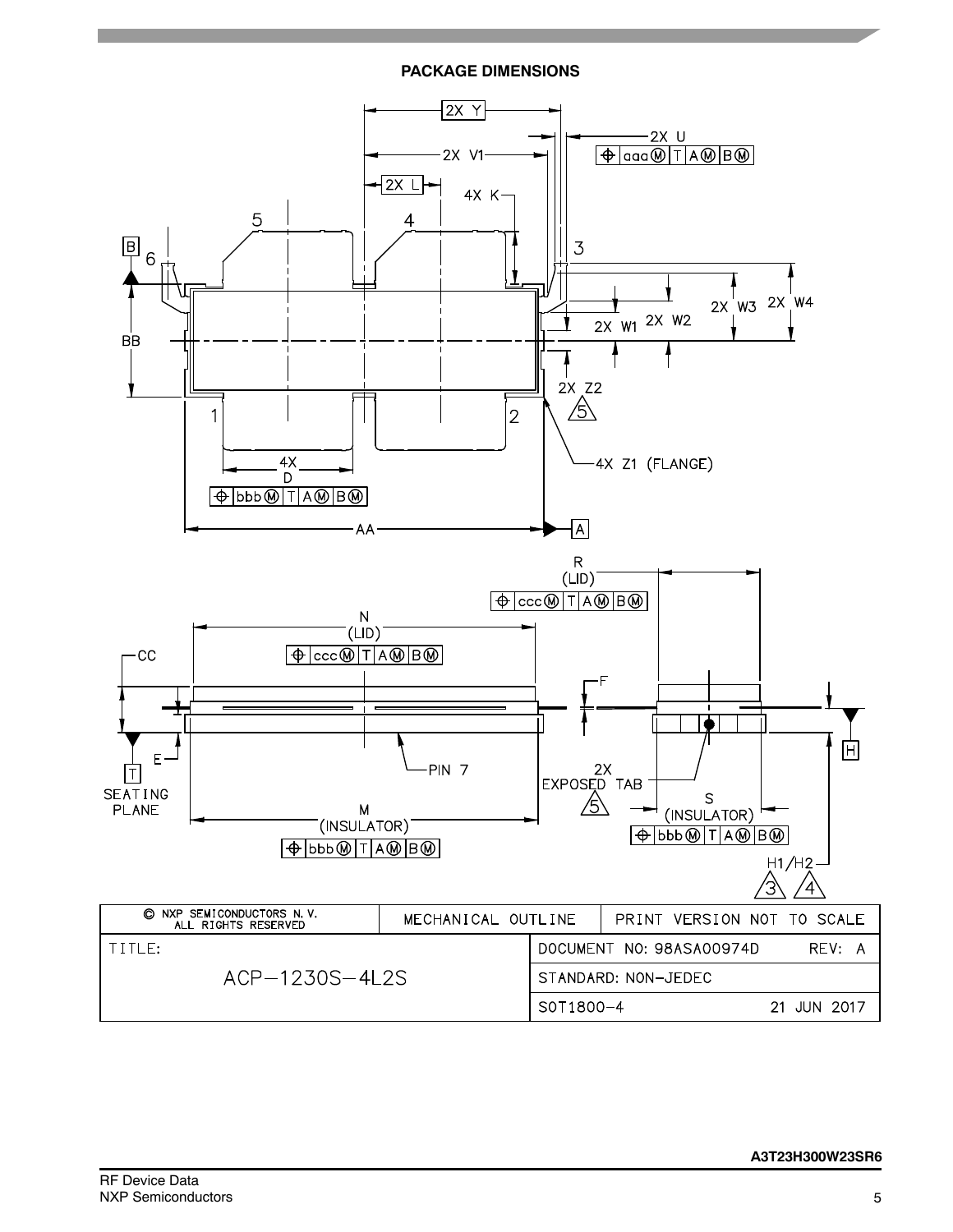## PACKAGE DIMENSIONS

2X Y

2X U

aaa Ⓜ T A Ⓜ B Ⓜ

2X V1

2X L

4X K

5

4

3

B

6

2X W1

2X W2

2X W3

2X W4

BB

2X Z2

5

1

2

4X D

bbb Ⓜ T A Ⓜ B Ⓜ

4X Z1 (FLANGE)

AA

A

R (LID)

ccc Ⓜ T A Ⓜ B Ⓜ

N (LID)

ccc Ⓜ T A Ⓜ B Ⓜ

CC

F

E

T

SEATING PLANE

PIN 7

2X EXPOSED TAB

5

H

M (INSULATOR)

bbb Ⓜ T A Ⓜ B Ⓜ

S (INSULATOR)

bbb Ⓜ T A Ⓜ B Ⓜ

H1/H2

3 4

| © NXP SEMICONDUCTORS N. V. ALL RIGHTS RESERVED | MECHANICAL OUTLINE | PRINT VERSION NOT TO SCALE |
|---|---|---|
| TITLE: ACP-1230S-4L2S | DOCUMENT NO: 98ASA00974D | REV: A |
| | STANDARD: NON-JEDEC | |
| | SOT1800-4 | 21 JUN 2017 |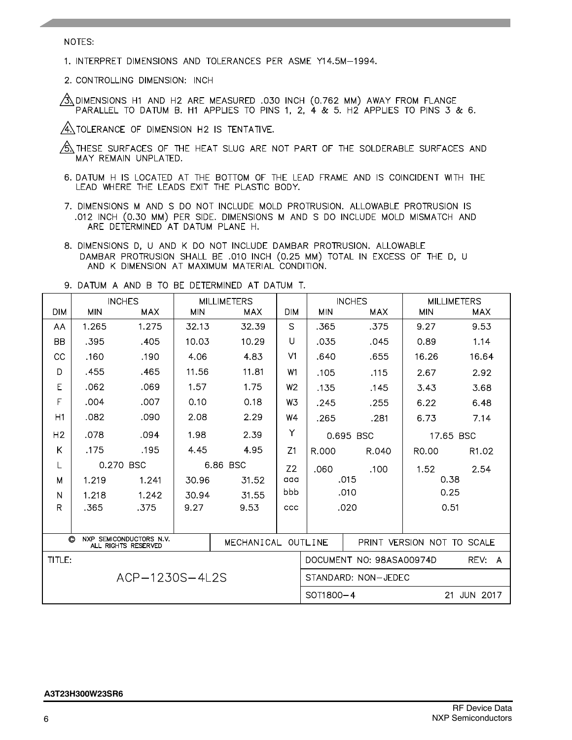NOTES:

1. INTERPRET DIMENSIONS AND TOLERANCES PER ASME Y14.5M–1994.
2. CONTROLLING DIMENSION: INCH
3. DIMENSIONS H1 AND H2 ARE MEASURED .030 INCH (0.762 MM) AWAY FROM FLANGE PARALLEL TO DATUM B. H1 APPLIES TO PINS 1, 2, 4 & 5. H2 APPLIES TO PINS 3 & 6.
4. TOLERANCE OF DIMENSION H2 IS TENTATIVE.
5. THESE SURFACES OF THE HEAT SLUG ARE NOT PART OF THE SOLDERABLE SURFACES AND MAY REMAIN UNPLATED.
6. DATUM H IS LOCATED AT THE BOTTOM OF THE LEAD FRAME AND IS COINCIDENT WITH THE LEAD WHERE THE LEADS EXIT THE PLASTIC BODY.
7. DIMENSIONS M AND S DO NOT INCLUDE MOLD PROTRUSION. ALLOWABLE PROTRUSION IS .012 INCH (0.30 MM) PER SIDE. DIMENSIONS M AND S DO INCLUDE MOLD MISMATCH AND ARE DETERMINED AT DATUM PLANE H.
8. DIMENSIONS D, U AND K DO NOT INCLUDE DAMBAR PROTRUSION. ALLOWABLE DAMBAR PROTRUSION SHALL BE .010 INCH (0.25 MM) TOTAL IN EXCESS OF THE D, U AND K DIMENSION AT MAXIMUM MATERIAL CONDITION.
9. DATUM A AND B TO BE DETERMINED AT DATUM T.

| DIM | INCHES MIN | INCHES MAX | MILLIMETERS MIN | MILLIMETERS MAX | DIM | INCHES MIN | INCHES MAX | MILLIMETERS MIN | MILLIMETERS MAX |
|---|---|---|---|---|---|---|---|---|---|
| AA | 1.265 | 1.275 | 32.13 | 32.39 | S | .365 | .375 | 9.27 | 9.53 |
| BB | .395 | .405 | 10.03 | 10.29 | U | .035 | .045 | 0.89 | 1.14 |
| CC | .160 | .190 | 4.06 | 4.83 | V1 | .640 | .655 | 16.26 | 16.64 |
| D | .455 | .465 | 11.56 | 11.81 | W1 | .105 | .115 | 2.67 | 2.92 |
| E | .062 | .069 | 1.57 | 1.75 | W2 | .135 | .145 | 3.43 | 3.68 |
| F | .004 | .007 | 0.10 | 0.18 | W3 | .245 | .255 | 6.22 | 6.48 |
| H1 | .082 | .090 | 2.08 | 2.29 | W4 | .265 | .281 | 6.73 | 7.14 |
| H2 | .078 | .094 | 1.98 | 2.39 | Y | 0.695 BSC | | 17.65 BSC | |
| K | .175 | .195 | 4.45 | 4.95 | Z1 | R.000 | R.040 | R0.00 | R1.02 |
| L | 0.270 BSC | | 6.86 BSC | | Z2 | .060 | .100 | 1.52 | 2.54 |
| M | 1.219 | 1.241 | 30.96 | 31.52 | aaa | .015 | | 0.38 | |
| N | 1.218 | 1.242 | 30.94 | 31.55 | bbb | .010 | | 0.25 | |
| R | .365 | .375 | 9.27 | 9.53 | ccc | .020 | | 0.51 | |

© NXP SEMICONDUCTORS N.V. ALL RIGHTS RESERVED | MECHANICAL OUTLINE | PRINT VERSION NOT TO SCALE

TITLE: ACP–1230S–4L2S

DOCUMENT NO: 98ASA00974D REV: A

STANDARD: NON–JEDEC

SOT1800–4 21 JUN 2017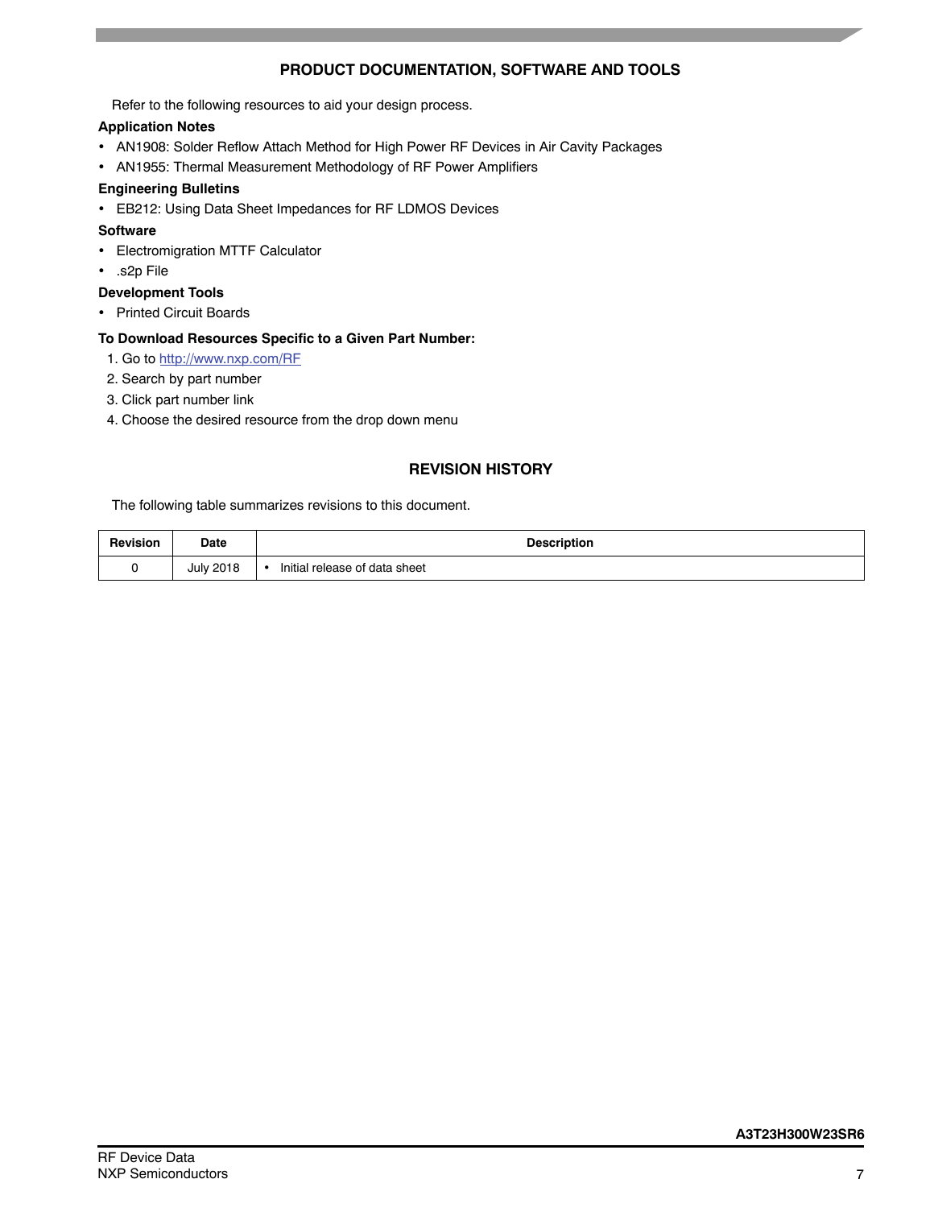## PRODUCT DOCUMENTATION, SOFTWARE AND TOOLS

Refer to the following resources to aid your design process.

**Application Notes**

- AN1908: Solder Reflow Attach Method for High Power RF Devices in Air Cavity Packages
- AN1955: Thermal Measurement Methodology of RF Power Amplifiers

**Engineering Bulletins**

- EB212: Using Data Sheet Impedances for RF LDMOS Devices

**Software**

- Electromigration MTTF Calculator
- .s2p File

**Development Tools**

- Printed Circuit Boards

**To Download Resources Specific to a Given Part Number:**

1. Go to http://www.nxp.com/RF
2. Search by part number
3. Click part number link
4. Choose the desired resource from the drop down menu

## REVISION HISTORY

The following table summarizes revisions to this document.

| Revision | Date | Description |
|---|---|---|
| 0 | July 2018 | • Initial release of data sheet |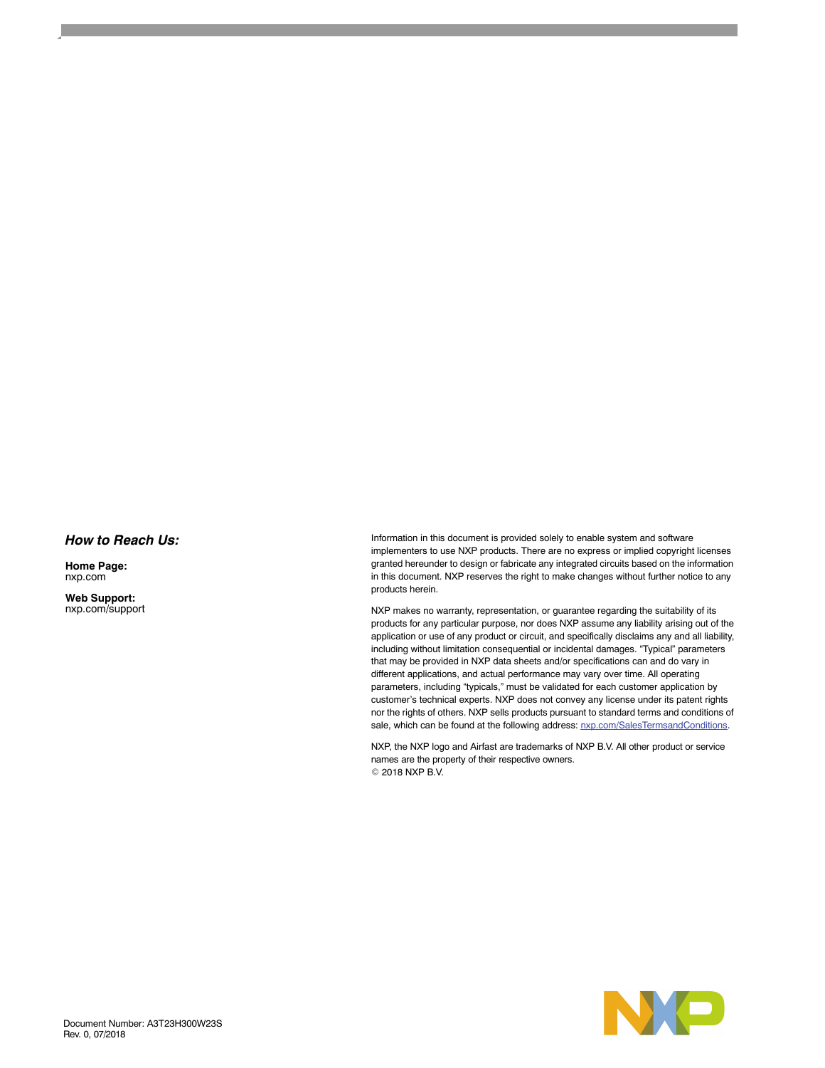### *How to Reach Us:*

**Home Page:**
nxp.com

**Web Support:**
nxp.com/support

Information in this document is provided solely to enable system and software implementers to use NXP products. There are no express or implied copyright licenses granted hereunder to design or fabricate any integrated circuits based on the information in this document. NXP reserves the right to make changes without further notice to any products herein.

NXP makes no warranty, representation, or guarantee regarding the suitability of its products for any particular purpose, nor does NXP assume any liability arising out of the application or use of any product or circuit, and specifically disclaims any and all liability, including without limitation consequential or incidental damages. "Typical" parameters that may be provided in NXP data sheets and/or specifications can and do vary in different applications, and actual performance may vary over time. All operating parameters, including "typicals," must be validated for each customer application by customer's technical experts. NXP does not convey any license under its patent rights nor the rights of others. NXP sells products pursuant to standard terms and conditions of sale, which can be found at the following address: nxp.com/SalesTermsandConditions.

NXP, the NXP logo and Airfast are trademarks of NXP B.V. All other product or service names are the property of their respective owners.
© 2018 NXP B.V.

Document Number: A3T23H300W23S
Rev. 0, 07/2018